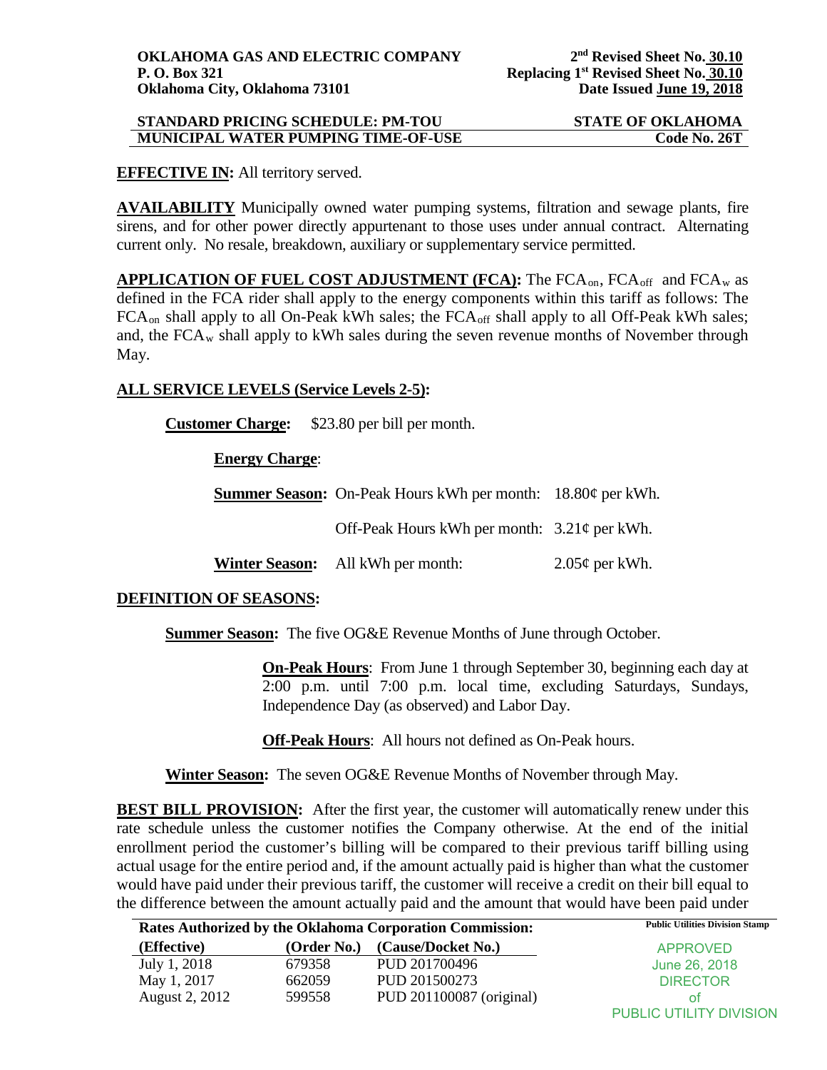**OKLAHOMA GAS AND ELECTRIC COMPANY**
**P. O. Box 321**
**Oklahoma City, Oklahoma 73101**

**2nd Revised Sheet No. 30.10**
**Replacing 1st Revised Sheet No. 30.10**
**Date Issued June 19, 2018**

**STANDARD PRICING SCHEDULE: PM-TOU** — **STATE OF OKLAHOMA**
**MUNICIPAL WATER PUMPING TIME-OF-USE** — **Code No. 26T**

**EFFECTIVE IN:** All territory served.

**AVAILABILITY** Municipally owned water pumping systems, filtration and sewage plants, fire sirens, and for other power directly appurtenant to those uses under annual contract. Alternating current only. No resale, breakdown, auxiliary or supplementary service permitted.

**APPLICATION OF FUEL COST ADJUSTMENT (FCA):** The $FCA_{on}$, $FCA_{off}$ and $FCA_{w}$ as defined in the FCA rider shall apply to the energy components within this tariff as follows: The $FCA_{on}$ shall apply to all On-Peak kWh sales; the $FCA_{off}$ shall apply to all Off-Peak kWh sales; and, the $FCA_{w}$ shall apply to kWh sales during the seven revenue months of November through May.

## ALL SERVICE LEVELS (Service Levels 2-5):

**Customer Charge:** $23.80 per bill per month.

**Energy Charge**:

**Summer Season:** On-Peak Hours kWh per month: 18.80¢ per kWh.

Off-Peak Hours kWh per month: 3.21¢ per kWh.

**Winter Season:** All kWh per month: 2.05¢ per kWh.

## DEFINITION OF SEASONS:

**Summer Season:** The five OG&E Revenue Months of June through October.

**On-Peak Hours**: From June 1 through September 30, beginning each day at 2:00 p.m. until 7:00 p.m. local time, excluding Saturdays, Sundays, Independence Day (as observed) and Labor Day.

**Off-Peak Hours**: All hours not defined as On-Peak hours.

**Winter Season:** The seven OG&E Revenue Months of November through May.

**BEST BILL PROVISION:** After the first year, the customer will automatically renew under this rate schedule unless the customer notifies the Company otherwise. At the end of the initial enrollment period the customer's billing will be compared to their previous tariff billing using actual usage for the entire period and, if the amount actually paid is higher than what the customer would have paid under their previous tariff, the customer will receive a credit on their bill equal to the difference between the amount actually paid and the amount that would have been paid under

**Rates Authorized by the Oklahoma Corporation Commission:**

| (Effective) | (Order No.) | (Cause/Docket No.) |
|---|---|---|
| July 1, 2018 | 679358 | PUD 201700496 |
| May 1, 2017 | 662059 | PUD 201500273 |
| August 2, 2012 | 599558 | PUD 201100087 (original) |

Public Utilities Division Stamp
APPROVED
June 26, 2018
DIRECTOR
of
PUBLIC UTILITY DIVISION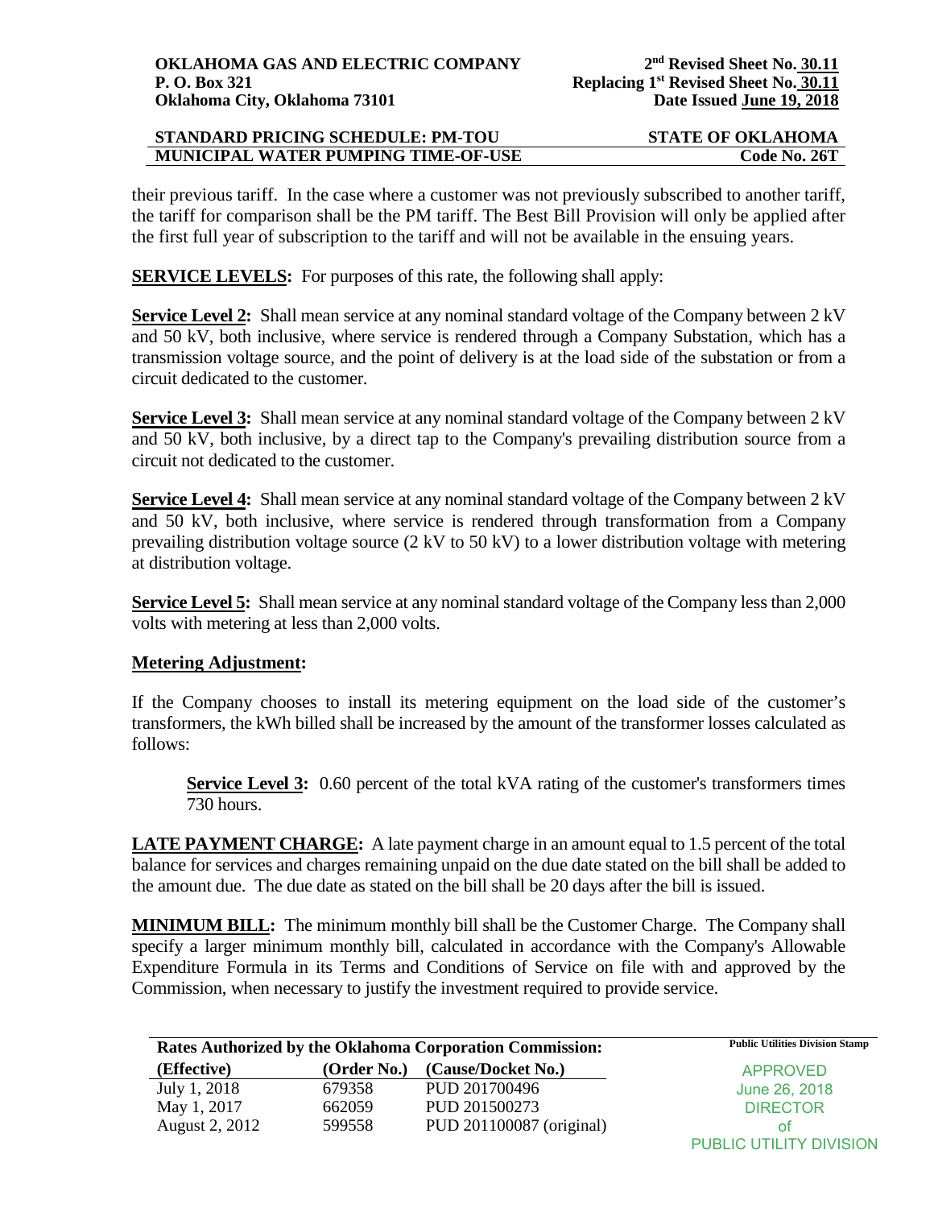their previous tariff. In the case where a customer was not previously subscribed to another tariff, the tariff for comparison shall be the PM tariff. The Best Bill Provision will only be applied after the first full year of subscription to the tariff and will not be available in the ensuing years.

**SERVICE LEVELS:** For purposes of this rate, the following shall apply:

**Service Level 2:** Shall mean service at any nominal standard voltage of the Company between 2 kV and 50 kV, both inclusive, where service is rendered through a Company Substation, which has a transmission voltage source, and the point of delivery is at the load side of the substation or from a circuit dedicated to the customer.

**Service Level 3:** Shall mean service at any nominal standard voltage of the Company between 2 kV and 50 kV, both inclusive, by a direct tap to the Company's prevailing distribution source from a circuit not dedicated to the customer.

**Service Level 4:** Shall mean service at any nominal standard voltage of the Company between 2 kV and 50 kV, both inclusive, where service is rendered through transformation from a Company prevailing distribution voltage source (2 kV to 50 kV) to a lower distribution voltage with metering at distribution voltage.

**Service Level 5:** Shall mean service at any nominal standard voltage of the Company less than 2,000 volts with metering at less than 2,000 volts.

**Metering Adjustment:**

If the Company chooses to install its metering equipment on the load side of the customer's transformers, the kWh billed shall be increased by the amount of the transformer losses calculated as follows:

> **Service Level 3:** 0.60 percent of the total kVA rating of the customer's transformers times 730 hours.

**LATE PAYMENT CHARGE:** A late payment charge in an amount equal to 1.5 percent of the total balance for services and charges remaining unpaid on the due date stated on the bill shall be added to the amount due. The due date as stated on the bill shall be 20 days after the bill is issued.

**MINIMUM BILL:** The minimum monthly bill shall be the Customer Charge. The Company shall specify a larger minimum monthly bill, calculated in accordance with the Company's Allowable Expenditure Formula in its Terms and Conditions of Service on file with and approved by the Commission, when necessary to justify the investment required to provide service.

**Rates Authorized by the Oklahoma Corporation Commission:**

| (Effective) | (Order No.) | (Cause/Docket No.) |
|---|---|---|
| July 1, 2018 | 679358 | PUD 201700496 |
| May 1, 2017 | 662059 | PUD 201500273 |
| August 2, 2012 | 599558 | PUD 201100087 (original) |

Public Utilities Division Stamp: APPROVED June 26, 2018 DIRECTOR of PUBLIC UTILITY DIVISION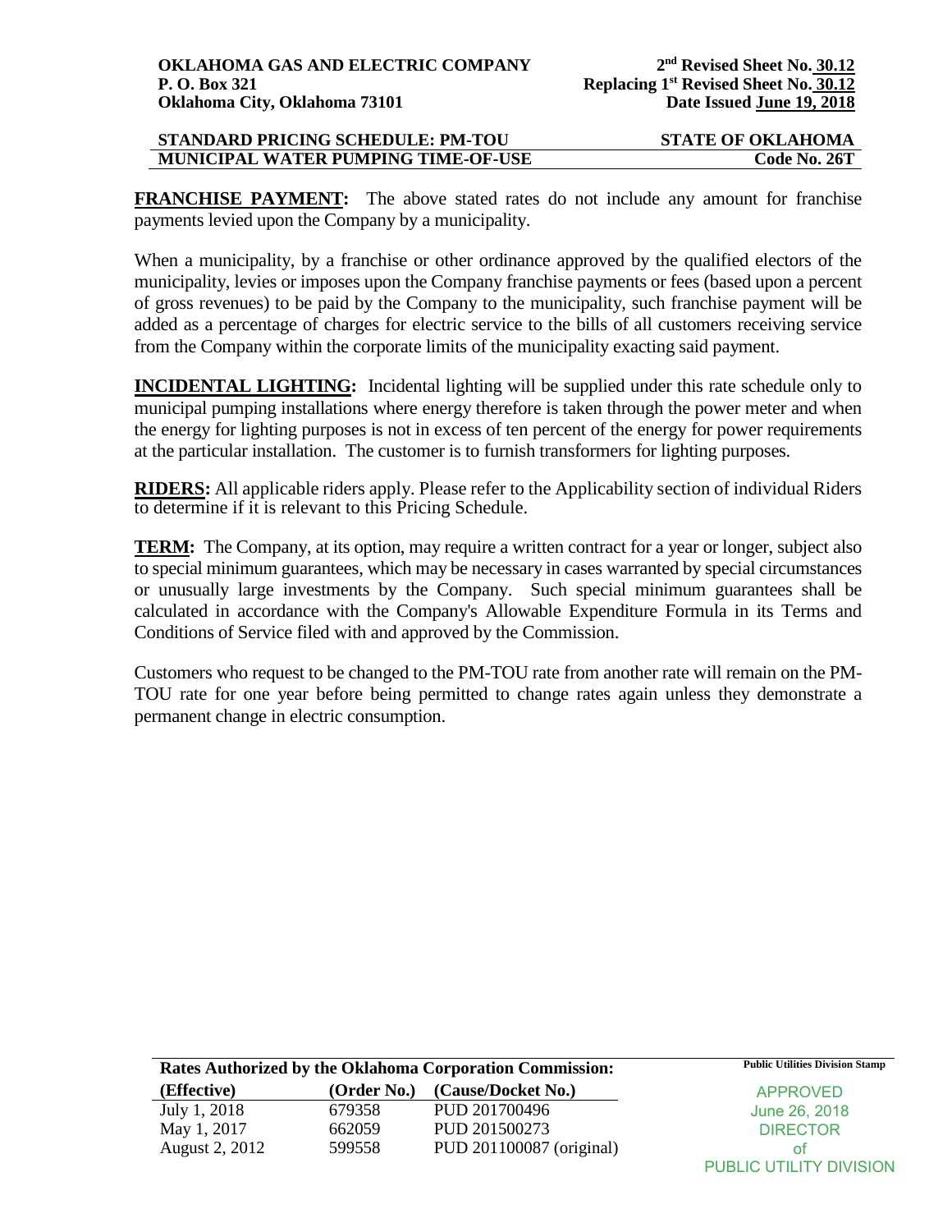**OKLAHOMA GAS AND ELECTRIC COMPANY**
**P. O. Box 321**
**Oklahoma City, Oklahoma 73101**

**2nd Revised Sheet No. 30.12**
**Replacing 1st Revised Sheet No. 30.12**
**Date Issued June 19, 2018**

**STANDARD PRICING SCHEDULE: PM-TOU** | **STATE OF OKLAHOMA**
**MUNICIPAL WATER PUMPING TIME-OF-USE** | **Code No. 26T**

**FRANCHISE PAYMENT:** The above stated rates do not include any amount for franchise payments levied upon the Company by a municipality.

When a municipality, by a franchise or other ordinance approved by the qualified electors of the municipality, levies or imposes upon the Company franchise payments or fees (based upon a percent of gross revenues) to be paid by the Company to the municipality, such franchise payment will be added as a percentage of charges for electric service to the bills of all customers receiving service from the Company within the corporate limits of the municipality exacting said payment.

**INCIDENTAL LIGHTING:** Incidental lighting will be supplied under this rate schedule only to municipal pumping installations where energy therefore is taken through the power meter and when the energy for lighting purposes is not in excess of ten percent of the energy for power requirements at the particular installation. The customer is to furnish transformers for lighting purposes.

**RIDERS:** All applicable riders apply. Please refer to the Applicability section of individual Riders to determine if it is relevant to this Pricing Schedule.

**TERM:** The Company, at its option, may require a written contract for a year or longer, subject also to special minimum guarantees, which may be necessary in cases warranted by special circumstances or unusually large investments by the Company. Such special minimum guarantees shall be calculated in accordance with the Company's Allowable Expenditure Formula in its Terms and Conditions of Service filed with and approved by the Commission.

Customers who request to be changed to the PM-TOU rate from another rate will remain on the PM-TOU rate for one year before being permitted to change rates again unless they demonstrate a permanent change in electric consumption.

**Rates Authorized by the Oklahoma Corporation Commission:**

| (Effective) | (Order No.) | (Cause/Docket No.) |
|---|---|---|
| July 1, 2018 | 679358 | PUD 201700496 |
| May 1, 2017 | 662059 | PUD 201500273 |
| August 2, 2012 | 599558 | PUD 201100087 (original) |

**Public Utilities Division Stamp**

APPROVED
June 26, 2018
DIRECTOR
of
PUBLIC UTILITY DIVISION